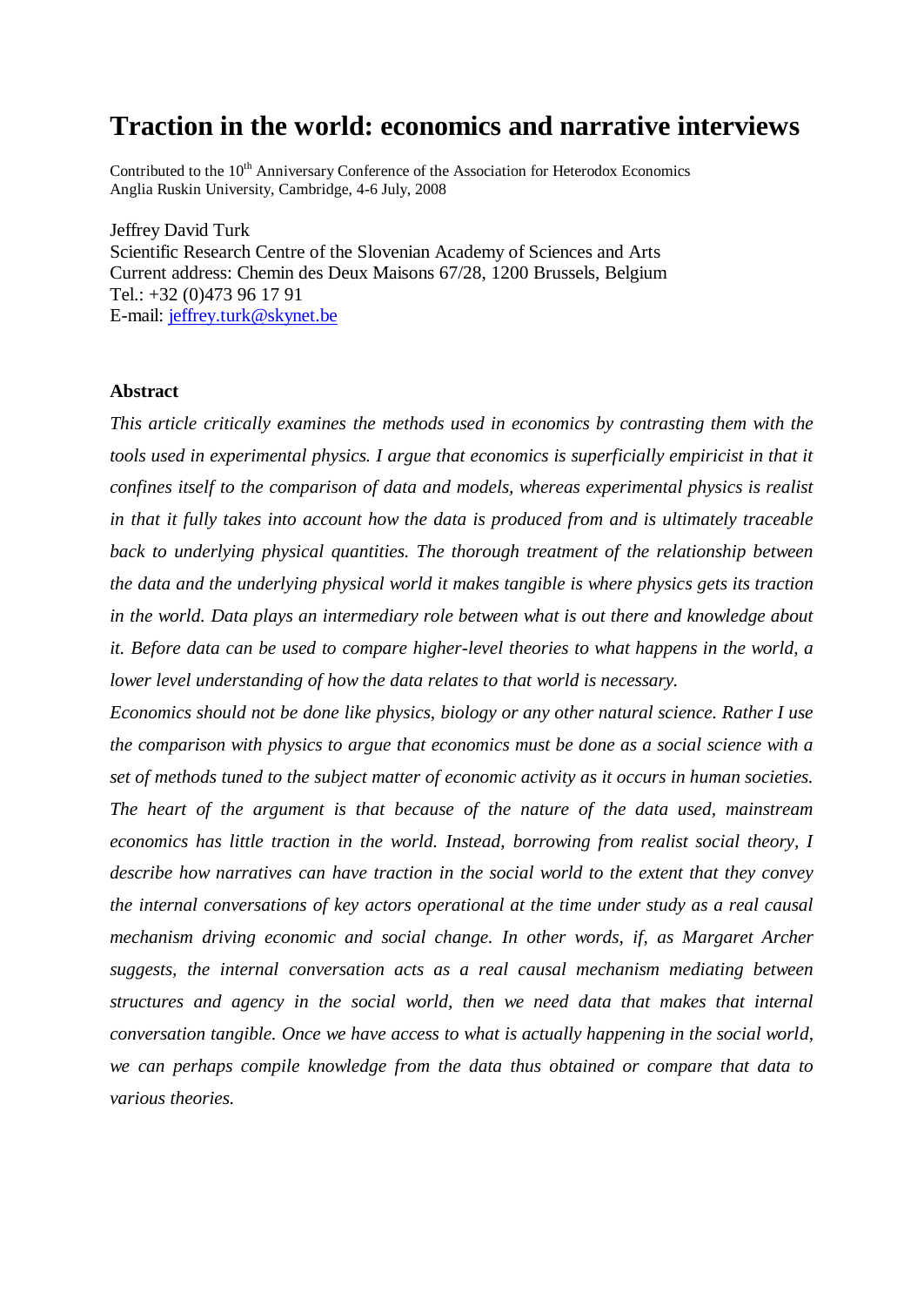# Traction in the world: economics and narrative interviews

Contributed to the 10th Anniversary Conference of the Association for Heterodox Economics
Anglia Ruskin University, Cambridge, 4-6 July, 2008

Jeffrey David Turk
Scientific Research Centre of the Slovenian Academy of Sciences and Arts
Current address: Chemin des Deux Maisons 67/28, 1200 Brussels, Belgium
Tel.: +32 (0)473 96 17 91
E-mail: jeffrey.turk@skynet.be

### Abstract

*This article critically examines the methods used in economics by contrasting them with the tools used in experimental physics. I argue that economics is superficially empiricist in that it confines itself to the comparison of data and models, whereas experimental physics is realist in that it fully takes into account how the data is produced from and is ultimately traceable back to underlying physical quantities. The thorough treatment of the relationship between the data and the underlying physical world it makes tangible is where physics gets its traction in the world. Data plays an intermediary role between what is out there and knowledge about it. Before data can be used to compare higher-level theories to what happens in the world, a lower level understanding of how the data relates to that world is necessary.*

*Economics should not be done like physics, biology or any other natural science. Rather I use the comparison with physics to argue that economics must be done as a social science with a set of methods tuned to the subject matter of economic activity as it occurs in human societies. The heart of the argument is that because of the nature of the data used, mainstream economics has little traction in the world. Instead, borrowing from realist social theory, I describe how narratives can have traction in the social world to the extent that they convey the internal conversations of key actors operational at the time under study as a real causal mechanism driving economic and social change. In other words, if, as Margaret Archer suggests, the internal conversation acts as a real causal mechanism mediating between structures and agency in the social world, then we need data that makes that internal conversation tangible. Once we have access to what is actually happening in the social world, we can perhaps compile knowledge from the data thus obtained or compare that data to various theories.*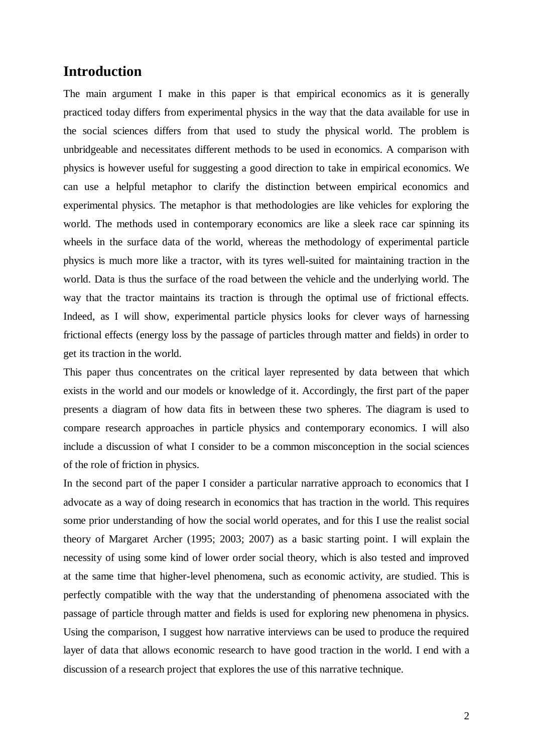## Introduction

The main argument I make in this paper is that empirical economics as it is generally practiced today differs from experimental physics in the way that the data available for use in the social sciences differs from that used to study the physical world. The problem is unbridgeable and necessitates different methods to be used in economics. A comparison with physics is however useful for suggesting a good direction to take in empirical economics. We can use a helpful metaphor to clarify the distinction between empirical economics and experimental physics. The metaphor is that methodologies are like vehicles for exploring the world. The methods used in contemporary economics are like a sleek race car spinning its wheels in the surface data of the world, whereas the methodology of experimental particle physics is much more like a tractor, with its tyres well-suited for maintaining traction in the world. Data is thus the surface of the road between the vehicle and the underlying world. The way that the tractor maintains its traction is through the optimal use of frictional effects. Indeed, as I will show, experimental particle physics looks for clever ways of harnessing frictional effects (energy loss by the passage of particles through matter and fields) in order to get its traction in the world.

This paper thus concentrates on the critical layer represented by data between that which exists in the world and our models or knowledge of it. Accordingly, the first part of the paper presents a diagram of how data fits in between these two spheres. The diagram is used to compare research approaches in particle physics and contemporary economics. I will also include a discussion of what I consider to be a common misconception in the social sciences of the role of friction in physics.

In the second part of the paper I consider a particular narrative approach to economics that I advocate as a way of doing research in economics that has traction in the world. This requires some prior understanding of how the social world operates, and for this I use the realist social theory of Margaret Archer (1995; 2003; 2007) as a basic starting point. I will explain the necessity of using some kind of lower order social theory, which is also tested and improved at the same time that higher-level phenomena, such as economic activity, are studied. This is perfectly compatible with the way that the understanding of phenomena associated with the passage of particle through matter and fields is used for exploring new phenomena in physics. Using the comparison, I suggest how narrative interviews can be used to produce the required layer of data that allows economic research to have good traction in the world. I end with a discussion of a research project that explores the use of this narrative technique.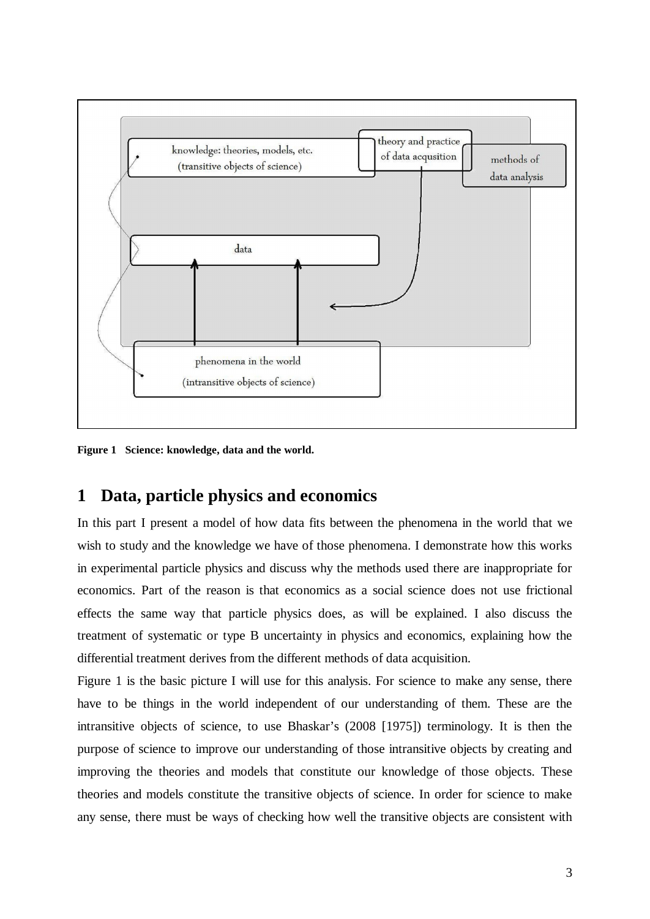knowledge: theories, models, etc. (transitive objects of science)

theory and practice of data acqusition

methods of data analysis

data

phenomena in the world (intransitive objects of science)

**Figure 1 Science: knowledge, data and the world.**

# 1 Data, particle physics and economics

In this part I present a model of how data fits between the phenomena in the world that we wish to study and the knowledge we have of those phenomena. I demonstrate how this works in experimental particle physics and discuss why the methods used there are inappropriate for economics. Part of the reason is that economics as a social science does not use frictional effects the same way that particle physics does, as will be explained. I also discuss the treatment of systematic or type B uncertainty in physics and economics, explaining how the differential treatment derives from the different methods of data acquisition.

Figure 1 is the basic picture I will use for this analysis. For science to make any sense, there have to be things in the world independent of our understanding of them. These are the intransitive objects of science, to use Bhaskar's (2008 [1975]) terminology. It is then the purpose of science to improve our understanding of those intransitive objects by creating and improving the theories and models that constitute our knowledge of those objects. These theories and models constitute the transitive objects of science. In order for science to make any sense, there must be ways of checking how well the transitive objects are consistent with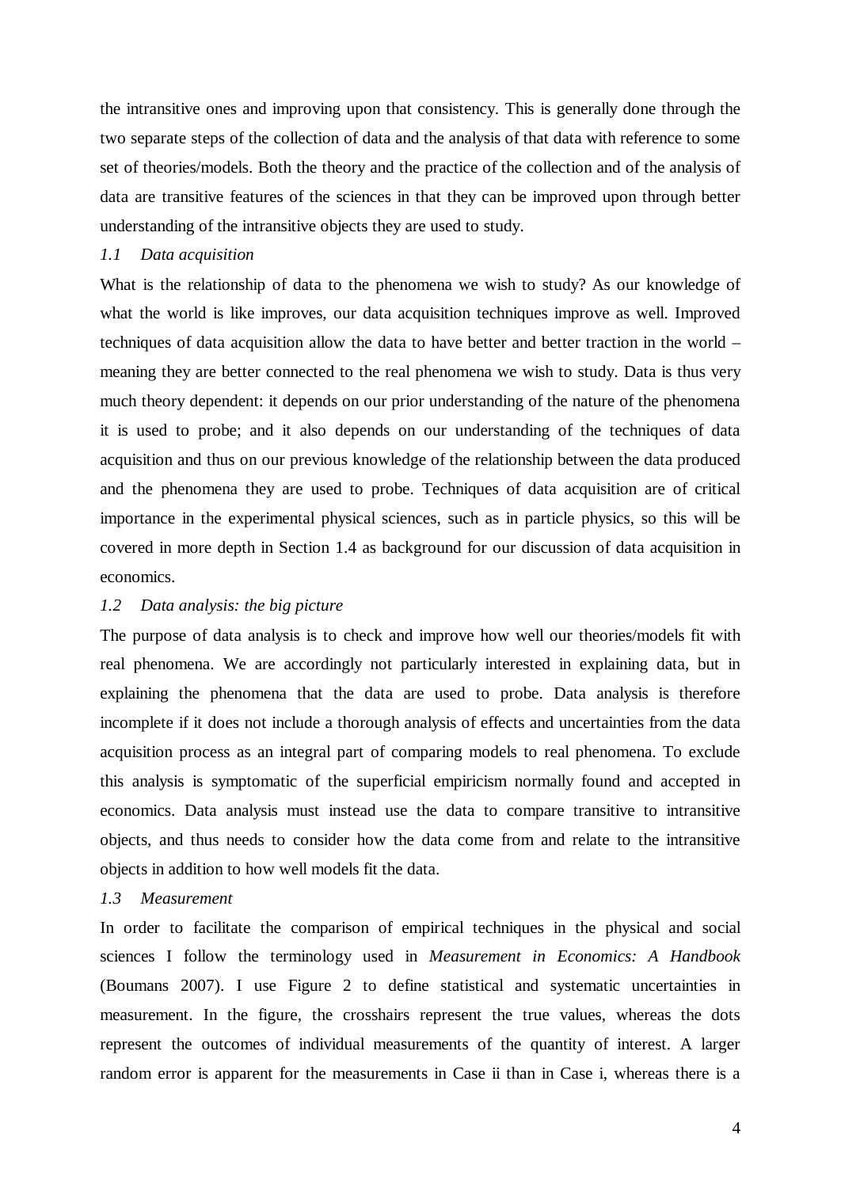the intransitive ones and improving upon that consistency. This is generally done through the two separate steps of the collection of data and the analysis of that data with reference to some set of theories/models. Both the theory and the practice of the collection and of the analysis of data are transitive features of the sciences in that they can be improved upon through better understanding of the intransitive objects they are used to study.

### *1.1 Data acquisition*

What is the relationship of data to the phenomena we wish to study? As our knowledge of what the world is like improves, our data acquisition techniques improve as well. Improved techniques of data acquisition allow the data to have better and better traction in the world – meaning they are better connected to the real phenomena we wish to study. Data is thus very much theory dependent: it depends on our prior understanding of the nature of the phenomena it is used to probe; and it also depends on our understanding of the techniques of data acquisition and thus on our previous knowledge of the relationship between the data produced and the phenomena they are used to probe. Techniques of data acquisition are of critical importance in the experimental physical sciences, such as in particle physics, so this will be covered in more depth in Section 1.4 as background for our discussion of data acquisition in economics.

### *1.2 Data analysis: the big picture*

The purpose of data analysis is to check and improve how well our theories/models fit with real phenomena. We are accordingly not particularly interested in explaining data, but in explaining the phenomena that the data are used to probe. Data analysis is therefore incomplete if it does not include a thorough analysis of effects and uncertainties from the data acquisition process as an integral part of comparing models to real phenomena. To exclude this analysis is symptomatic of the superficial empiricism normally found and accepted in economics. Data analysis must instead use the data to compare transitive to intransitive objects, and thus needs to consider how the data come from and relate to the intransitive objects in addition to how well models fit the data.

### *1.3 Measurement*

In order to facilitate the comparison of empirical techniques in the physical and social sciences I follow the terminology used in *Measurement in Economics: A Handbook* (Boumans 2007). I use Figure 2 to define statistical and systematic uncertainties in measurement. In the figure, the crosshairs represent the true values, whereas the dots represent the outcomes of individual measurements of the quantity of interest. A larger random error is apparent for the measurements in Case ii than in Case i, whereas there is a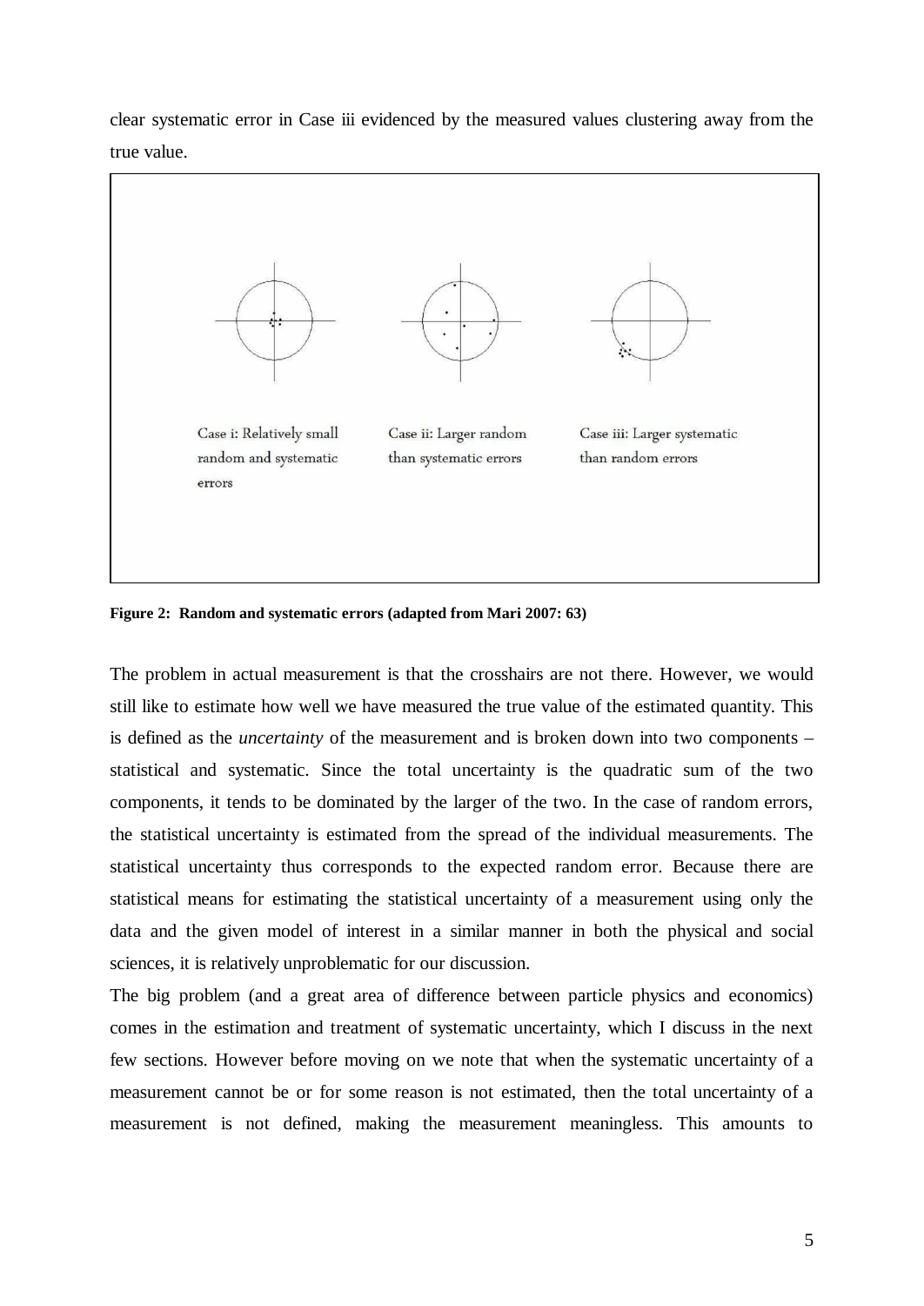clear systematic error in Case iii evidenced by the measured values clustering away from the true value.

Case i: Relatively small random and systematic errors

Case ii: Larger random than systematic errors

Case iii: Larger systematic than random errors

**Figure 2: Random and systematic errors (adapted from Mari 2007: 63)**

The problem in actual measurement is that the crosshairs are not there. However, we would still like to estimate how well we have measured the true value of the estimated quantity. This is defined as the *uncertainty* of the measurement and is broken down into two components – statistical and systematic. Since the total uncertainty is the quadratic sum of the two components, it tends to be dominated by the larger of the two. In the case of random errors, the statistical uncertainty is estimated from the spread of the individual measurements. The statistical uncertainty thus corresponds to the expected random error. Because there are statistical means for estimating the statistical uncertainty of a measurement using only the data and the given model of interest in a similar manner in both the physical and social sciences, it is relatively unproblematic for our discussion.

The big problem (and a great area of difference between particle physics and economics) comes in the estimation and treatment of systematic uncertainty, which I discuss in the next few sections. However before moving on we note that when the systematic uncertainty of a measurement cannot be or for some reason is not estimated, then the total uncertainty of a measurement is not defined, making the measurement meaningless. This amounts to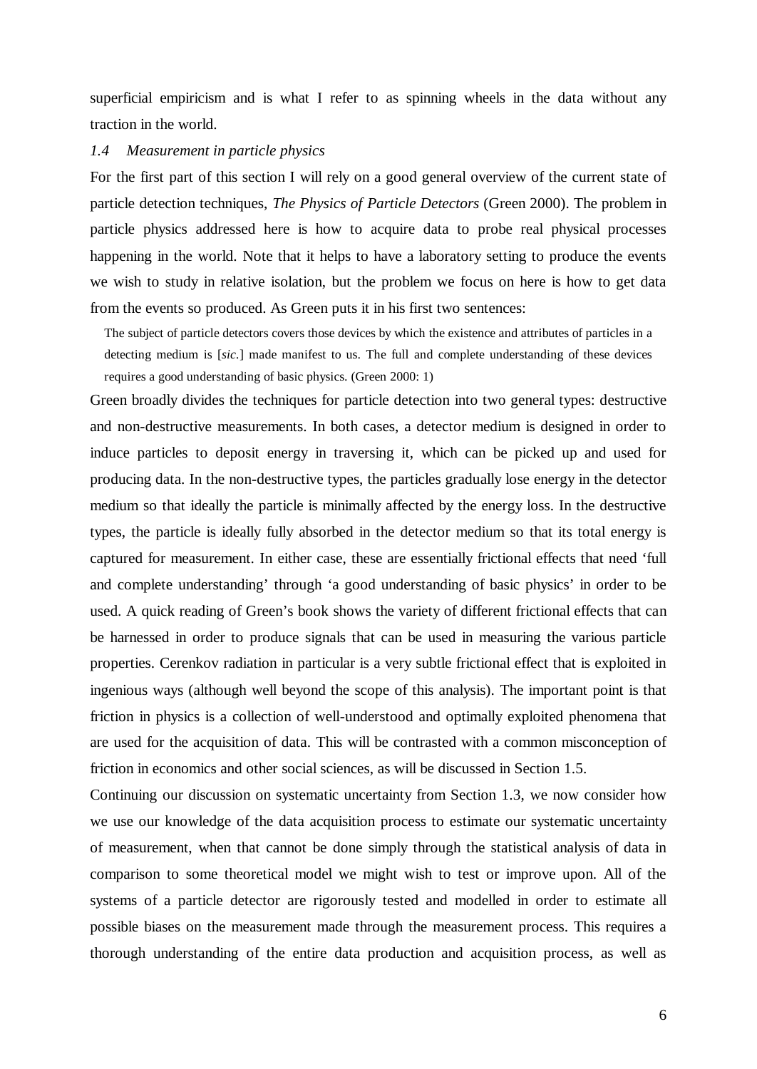superficial empiricism and is what I refer to as spinning wheels in the data without any traction in the world.

### *1.4 Measurement in particle physics*

For the first part of this section I will rely on a good general overview of the current state of particle detection techniques, *The Physics of Particle Detectors* (Green 2000). The problem in particle physics addressed here is how to acquire data to probe real physical processes happening in the world. Note that it helps to have a laboratory setting to produce the events we wish to study in relative isolation, but the problem we focus on here is how to get data from the events so produced. As Green puts it in his first two sentences:

> The subject of particle detectors covers those devices by which the existence and attributes of particles in a detecting medium is [*sic*.] made manifest to us. The full and complete understanding of these devices requires a good understanding of basic physics. (Green 2000: 1)

Green broadly divides the techniques for particle detection into two general types: destructive and non-destructive measurements. In both cases, a detector medium is designed in order to induce particles to deposit energy in traversing it, which can be picked up and used for producing data. In the non-destructive types, the particles gradually lose energy in the detector medium so that ideally the particle is minimally affected by the energy loss. In the destructive types, the particle is ideally fully absorbed in the detector medium so that its total energy is captured for measurement. In either case, these are essentially frictional effects that need 'full and complete understanding' through 'a good understanding of basic physics' in order to be used. A quick reading of Green's book shows the variety of different frictional effects that can be harnessed in order to produce signals that can be used in measuring the various particle properties. Cerenkov radiation in particular is a very subtle frictional effect that is exploited in ingenious ways (although well beyond the scope of this analysis). The important point is that friction in physics is a collection of well-understood and optimally exploited phenomena that are used for the acquisition of data. This will be contrasted with a common misconception of friction in economics and other social sciences, as will be discussed in Section 1.5.

Continuing our discussion on systematic uncertainty from Section 1.3, we now consider how we use our knowledge of the data acquisition process to estimate our systematic uncertainty of measurement, when that cannot be done simply through the statistical analysis of data in comparison to some theoretical model we might wish to test or improve upon. All of the systems of a particle detector are rigorously tested and modelled in order to estimate all possible biases on the measurement made through the measurement process. This requires a thorough understanding of the entire data production and acquisition process, as well as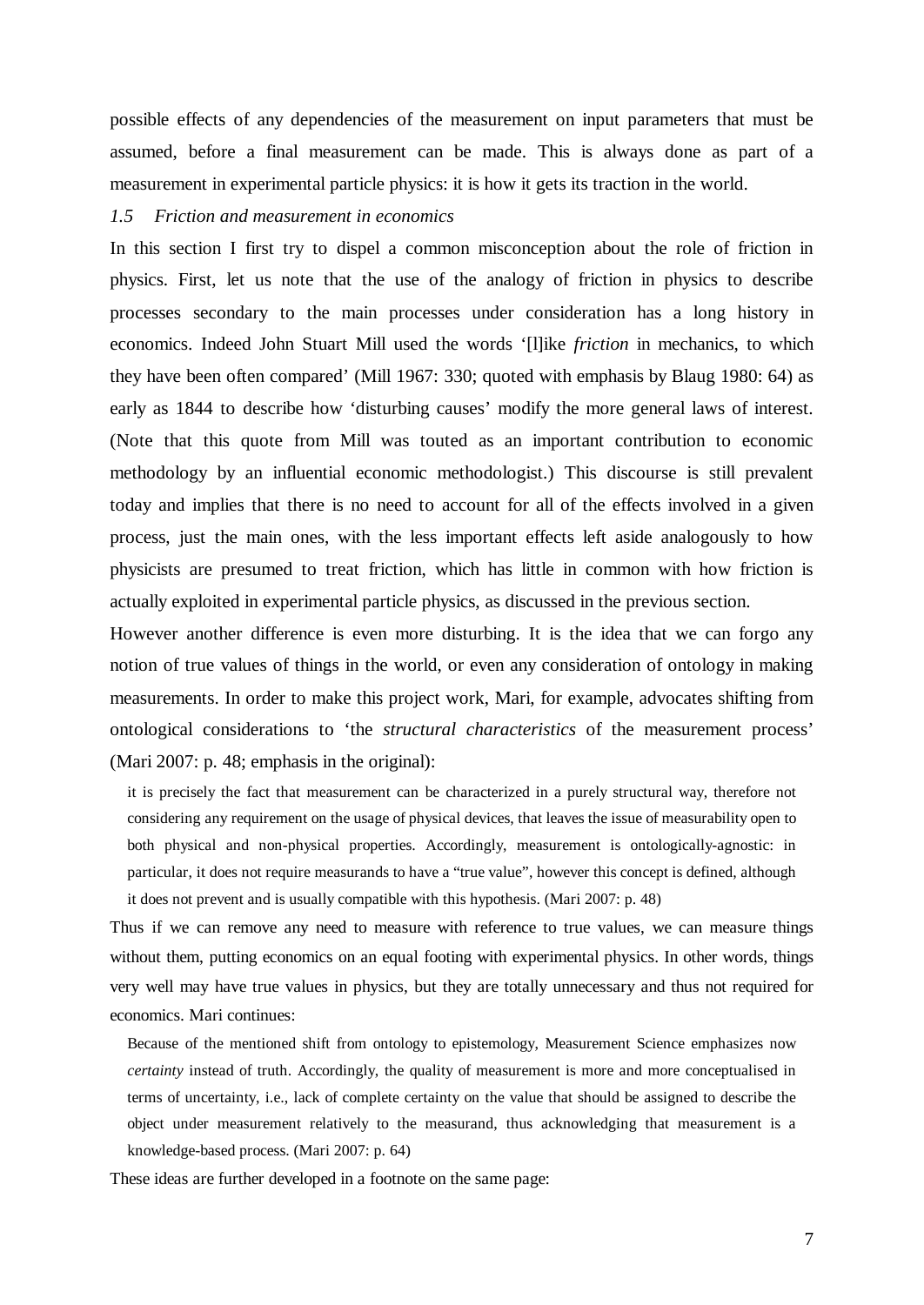possible effects of any dependencies of the measurement on input parameters that must be assumed, before a final measurement can be made. This is always done as part of a measurement in experimental particle physics: it is how it gets its traction in the world.

### *1.5 Friction and measurement in economics*

In this section I first try to dispel a common misconception about the role of friction in physics. First, let us note that the use of the analogy of friction in physics to describe processes secondary to the main processes under consideration has a long history in economics. Indeed John Stuart Mill used the words '[l]ike *friction* in mechanics, to which they have been often compared' (Mill 1967: 330; quoted with emphasis by Blaug 1980: 64) as early as 1844 to describe how 'disturbing causes' modify the more general laws of interest. (Note that this quote from Mill was touted as an important contribution to economic methodology by an influential economic methodologist.) This discourse is still prevalent today and implies that there is no need to account for all of the effects involved in a given process, just the main ones, with the less important effects left aside analogously to how physicists are presumed to treat friction, which has little in common with how friction is actually exploited in experimental particle physics, as discussed in the previous section.

However another difference is even more disturbing. It is the idea that we can forgo any notion of true values of things in the world, or even any consideration of ontology in making measurements. In order to make this project work, Mari, for example, advocates shifting from ontological considerations to 'the *structural characteristics* of the measurement process' (Mari 2007: p. 48; emphasis in the original):

> it is precisely the fact that measurement can be characterized in a purely structural way, therefore not considering any requirement on the usage of physical devices, that leaves the issue of measurability open to both physical and non-physical properties. Accordingly, measurement is ontologically-agnostic: in particular, it does not require measurands to have a "true value", however this concept is defined, although it does not prevent and is usually compatible with this hypothesis. (Mari 2007: p. 48)

Thus if we can remove any need to measure with reference to true values, we can measure things without them, putting economics on an equal footing with experimental physics. In other words, things very well may have true values in physics, but they are totally unnecessary and thus not required for economics. Mari continues:

> Because of the mentioned shift from ontology to epistemology, Measurement Science emphasizes now *certainty* instead of truth. Accordingly, the quality of measurement is more and more conceptualised in terms of uncertainty, i.e., lack of complete certainty on the value that should be assigned to describe the object under measurement relatively to the measurand, thus acknowledging that measurement is a knowledge-based process. (Mari 2007: p. 64)

These ideas are further developed in a footnote on the same page: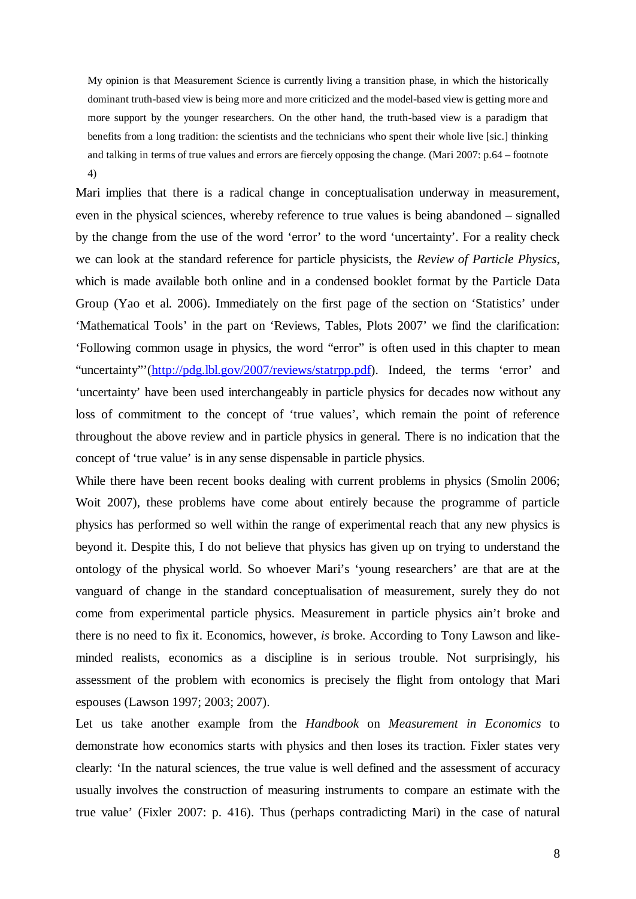> My opinion is that Measurement Science is currently living a transition phase, in which the historically dominant truth-based view is being more and more criticized and the model-based view is getting more and more support by the younger researchers. On the other hand, the truth-based view is a paradigm that benefits from a long tradition: the scientists and the technicians who spent their whole live [sic.] thinking and talking in terms of true values and errors are fiercely opposing the change. (Mari 2007: p.64 – footnote 4)

Mari implies that there is a radical change in conceptualisation underway in measurement, even in the physical sciences, whereby reference to true values is being abandoned – signalled by the change from the use of the word 'error' to the word 'uncertainty'. For a reality check we can look at the standard reference for particle physicists, the *Review of Particle Physics*, which is made available both online and in a condensed booklet format by the Particle Data Group (Yao et al. 2006). Immediately on the first page of the section on 'Statistics' under 'Mathematical Tools' in the part on 'Reviews, Tables, Plots 2007' we find the clarification: 'Following common usage in physics, the word "error" is often used in this chapter to mean "uncertainty"'(http://pdg.lbl.gov/2007/reviews/statrpp.pdf). Indeed, the terms 'error' and 'uncertainty' have been used interchangeably in particle physics for decades now without any loss of commitment to the concept of 'true values', which remain the point of reference throughout the above review and in particle physics in general. There is no indication that the concept of 'true value' is in any sense dispensable in particle physics.

While there have been recent books dealing with current problems in physics (Smolin 2006; Woit 2007), these problems have come about entirely because the programme of particle physics has performed so well within the range of experimental reach that any new physics is beyond it. Despite this, I do not believe that physics has given up on trying to understand the ontology of the physical world. So whoever Mari's 'young researchers' are that are at the vanguard of change in the standard conceptualisation of measurement, surely they do not come from experimental particle physics. Measurement in particle physics ain't broke and there is no need to fix it. Economics, however, *is* broke. According to Tony Lawson and like-minded realists, economics as a discipline is in serious trouble. Not surprisingly, his assessment of the problem with economics is precisely the flight from ontology that Mari espouses (Lawson 1997; 2003; 2007).

Let us take another example from the *Handbook* on *Measurement in Economics* to demonstrate how economics starts with physics and then loses its traction. Fixler states very clearly: 'In the natural sciences, the true value is well defined and the assessment of accuracy usually involves the construction of measuring instruments to compare an estimate with the true value' (Fixler 2007: p. 416). Thus (perhaps contradicting Mari) in the case of natural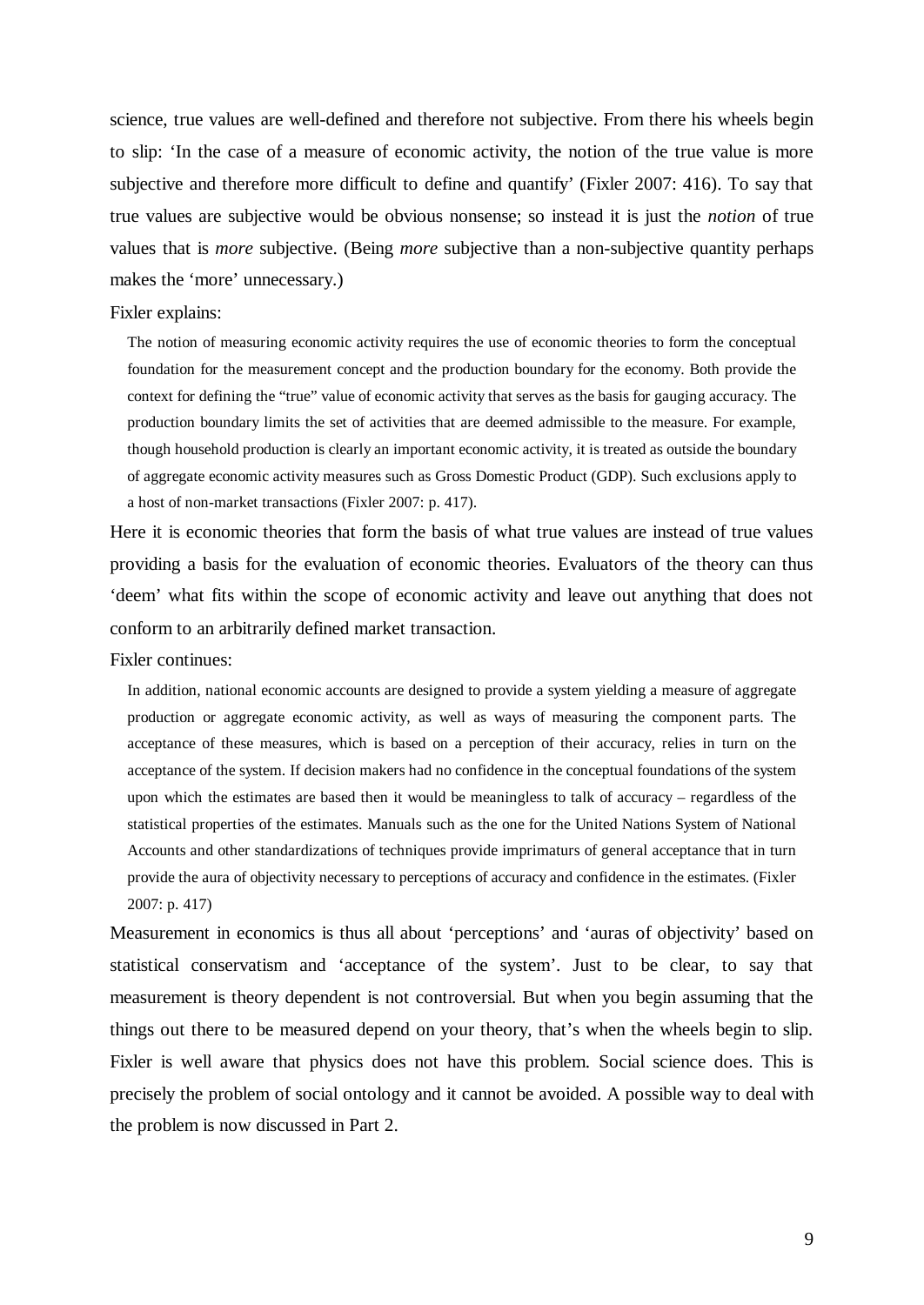science, true values are well-defined and therefore not subjective. From there his wheels begin to slip: 'In the case of a measure of economic activity, the notion of the true value is more subjective and therefore more difficult to define and quantify' (Fixler 2007: 416). To say that true values are subjective would be obvious nonsense; so instead it is just the *notion* of true values that is *more* subjective. (Being *more* subjective than a non-subjective quantity perhaps makes the 'more' unnecessary.)

Fixler explains:

> The notion of measuring economic activity requires the use of economic theories to form the conceptual foundation for the measurement concept and the production boundary for the economy. Both provide the context for defining the "true" value of economic activity that serves as the basis for gauging accuracy. The production boundary limits the set of activities that are deemed admissible to the measure. For example, though household production is clearly an important economic activity, it is treated as outside the boundary of aggregate economic activity measures such as Gross Domestic Product (GDP). Such exclusions apply to a host of non-market transactions (Fixler 2007: p. 417).

Here it is economic theories that form the basis of what true values are instead of true values providing a basis for the evaluation of economic theories. Evaluators of the theory can thus 'deem' what fits within the scope of economic activity and leave out anything that does not conform to an arbitrarily defined market transaction.

Fixler continues:

> In addition, national economic accounts are designed to provide a system yielding a measure of aggregate production or aggregate economic activity, as well as ways of measuring the component parts. The acceptance of these measures, which is based on a perception of their accuracy, relies in turn on the acceptance of the system. If decision makers had no confidence in the conceptual foundations of the system upon which the estimates are based then it would be meaningless to talk of accuracy – regardless of the statistical properties of the estimates. Manuals such as the one for the United Nations System of National Accounts and other standardizations of techniques provide imprimaturs of general acceptance that in turn provide the aura of objectivity necessary to perceptions of accuracy and confidence in the estimates. (Fixler 2007: p. 417)

Measurement in economics is thus all about 'perceptions' and 'auras of objectivity' based on statistical conservatism and 'acceptance of the system'. Just to be clear, to say that measurement is theory dependent is not controversial. But when you begin assuming that the things out there to be measured depend on your theory, that's when the wheels begin to slip. Fixler is well aware that physics does not have this problem. Social science does. This is precisely the problem of social ontology and it cannot be avoided. A possible way to deal with the problem is now discussed in Part 2.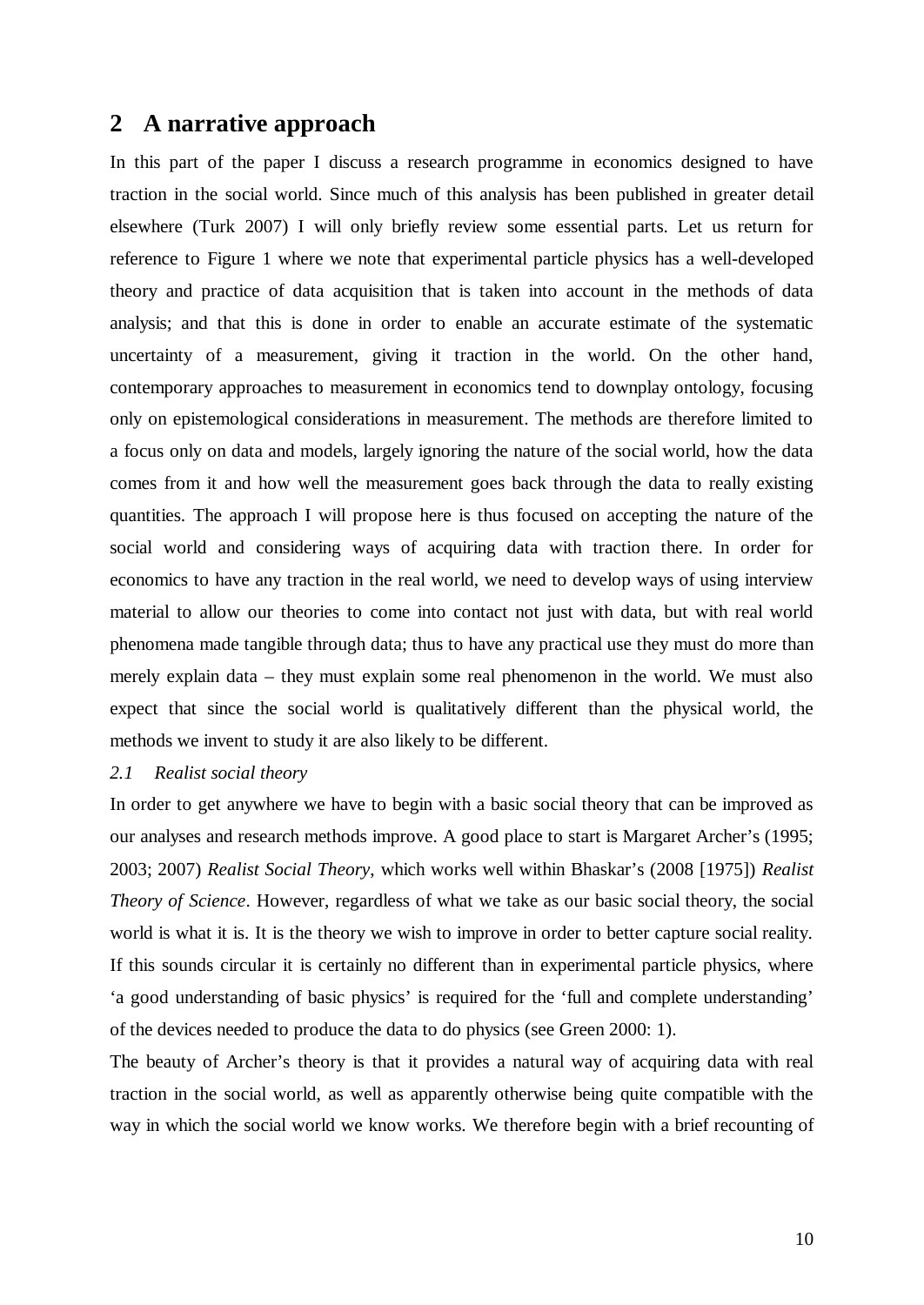## 2 A narrative approach

In this part of the paper I discuss a research programme in economics designed to have traction in the social world. Since much of this analysis has been published in greater detail elsewhere (Turk 2007) I will only briefly review some essential parts. Let us return for reference to Figure 1 where we note that experimental particle physics has a well-developed theory and practice of data acquisition that is taken into account in the methods of data analysis; and that this is done in order to enable an accurate estimate of the systematic uncertainty of a measurement, giving it traction in the world. On the other hand, contemporary approaches to measurement in economics tend to downplay ontology, focusing only on epistemological considerations in measurement. The methods are therefore limited to a focus only on data and models, largely ignoring the nature of the social world, how the data comes from it and how well the measurement goes back through the data to really existing quantities. The approach I will propose here is thus focused on accepting the nature of the social world and considering ways of acquiring data with traction there. In order for economics to have any traction in the real world, we need to develop ways of using interview material to allow our theories to come into contact not just with data, but with real world phenomena made tangible through data; thus to have any practical use they must do more than merely explain data – they must explain some real phenomenon in the world. We must also expect that since the social world is qualitatively different than the physical world, the methods we invent to study it are also likely to be different.

### *2.1 Realist social theory*

In order to get anywhere we have to begin with a basic social theory that can be improved as our analyses and research methods improve. A good place to start is Margaret Archer's (1995; 2003; 2007) *Realist Social Theory*, which works well within Bhaskar's (2008 [1975]) *Realist Theory of Science*. However, regardless of what we take as our basic social theory, the social world is what it is. It is the theory we wish to improve in order to better capture social reality. If this sounds circular it is certainly no different than in experimental particle physics, where 'a good understanding of basic physics' is required for the 'full and complete understanding' of the devices needed to produce the data to do physics (see Green 2000: 1).

The beauty of Archer's theory is that it provides a natural way of acquiring data with real traction in the social world, as well as apparently otherwise being quite compatible with the way in which the social world we know works. We therefore begin with a brief recounting of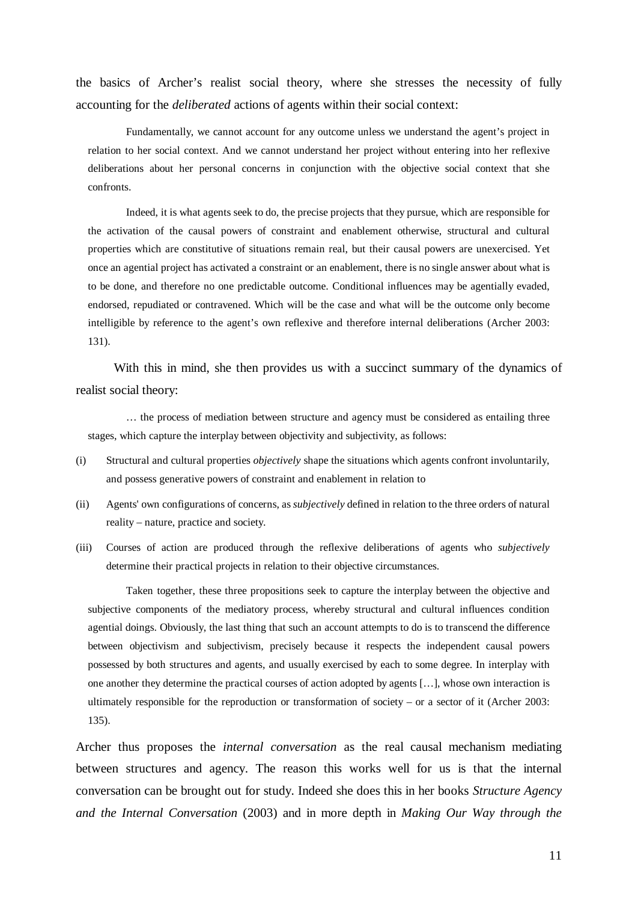the basics of Archer's realist social theory, where she stresses the necessity of fully accounting for the *deliberated* actions of agents within their social context:

> Fundamentally, we cannot account for any outcome unless we understand the agent's project in relation to her social context. And we cannot understand her project without entering into her reflexive deliberations about her personal concerns in conjunction with the objective social context that she confronts.
>
> Indeed, it is what agents seek to do, the precise projects that they pursue, which are responsible for the activation of the causal powers of constraint and enablement otherwise, structural and cultural properties which are constitutive of situations remain real, but their causal powers are unexercised. Yet once an agential project has activated a constraint or an enablement, there is no single answer about what is to be done, and therefore no one predictable outcome. Conditional influences may be agentially evaded, endorsed, repudiated or contravened. Which will be the case and what will be the outcome only become intelligible by reference to the agent's own reflexive and therefore internal deliberations (Archer 2003: 131).

With this in mind, she then provides us with a succinct summary of the dynamics of realist social theory:

> … the process of mediation between structure and agency must be considered as entailing three stages, which capture the interplay between objectivity and subjectivity, as follows:
>
> (i) Structural and cultural properties *objectively* shape the situations which agents confront involuntarily, and possess generative powers of constraint and enablement in relation to
>
> (ii) Agents' own configurations of concerns, as *subjectively* defined in relation to the three orders of natural reality – nature, practice and society.
>
> (iii) Courses of action are produced through the reflexive deliberations of agents who *subjectively* determine their practical projects in relation to their objective circumstances.
>
> Taken together, these three propositions seek to capture the interplay between the objective and subjective components of the mediatory process, whereby structural and cultural influences condition agential doings. Obviously, the last thing that such an account attempts to do is to transcend the difference between objectivism and subjectivism, precisely because it respects the independent causal powers possessed by both structures and agents, and usually exercised by each to some degree. In interplay with one another they determine the practical courses of action adopted by agents […], whose own interaction is ultimately responsible for the reproduction or transformation of society – or a sector of it (Archer 2003: 135).

Archer thus proposes the *internal conversation* as the real causal mechanism mediating between structures and agency. The reason this works well for us is that the internal conversation can be brought out for study. Indeed she does this in her books *Structure Agency and the Internal Conversation* (2003) and in more depth in *Making Our Way through the*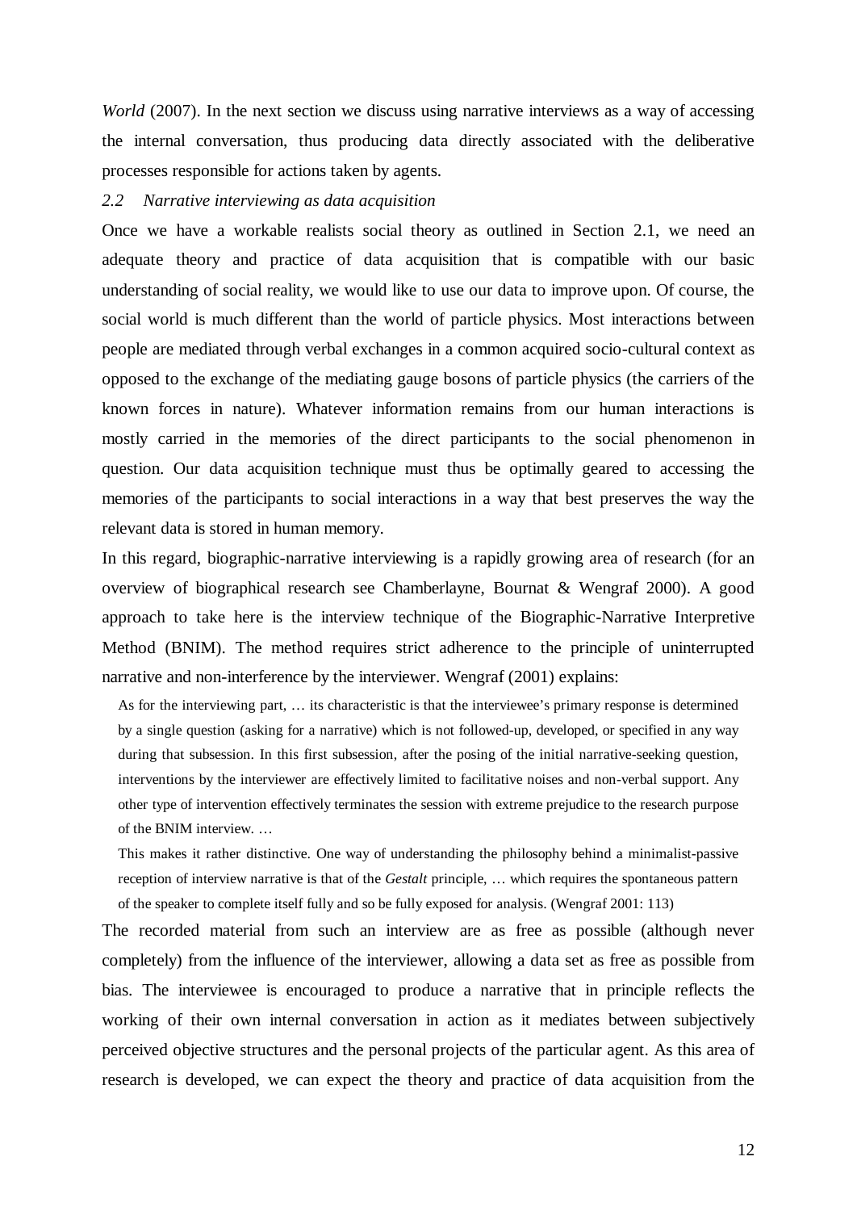*World* (2007). In the next section we discuss using narrative interviews as a way of accessing the internal conversation, thus producing data directly associated with the deliberative processes responsible for actions taken by agents.

### *2.2 Narrative interviewing as data acquisition*

Once we have a workable realists social theory as outlined in Section 2.1, we need an adequate theory and practice of data acquisition that is compatible with our basic understanding of social reality, we would like to use our data to improve upon. Of course, the social world is much different than the world of particle physics. Most interactions between people are mediated through verbal exchanges in a common acquired socio-cultural context as opposed to the exchange of the mediating gauge bosons of particle physics (the carriers of the known forces in nature). Whatever information remains from our human interactions is mostly carried in the memories of the direct participants to the social phenomenon in question. Our data acquisition technique must thus be optimally geared to accessing the memories of the participants to social interactions in a way that best preserves the way the relevant data is stored in human memory.

In this regard, biographic-narrative interviewing is a rapidly growing area of research (for an overview of biographical research see Chamberlayne, Bournat & Wengraf 2000). A good approach to take here is the interview technique of the Biographic-Narrative Interpretive Method (BNIM). The method requires strict adherence to the principle of uninterrupted narrative and non-interference by the interviewer. Wengraf (2001) explains:

> As for the interviewing part, … its characteristic is that the interviewee's primary response is determined by a single question (asking for a narrative) which is not followed-up, developed, or specified in any way during that subsession. In this first subsession, after the posing of the initial narrative-seeking question, interventions by the interviewer are effectively limited to facilitative noises and non-verbal support. Any other type of intervention effectively terminates the session with extreme prejudice to the research purpose of the BNIM interview. …
>
> This makes it rather distinctive. One way of understanding the philosophy behind a minimalist-passive reception of interview narrative is that of the *Gestalt* principle, … which requires the spontaneous pattern of the speaker to complete itself fully and so be fully exposed for analysis. (Wengraf 2001: 113)

The recorded material from such an interview are as free as possible (although never completely) from the influence of the interviewer, allowing a data set as free as possible from bias. The interviewee is encouraged to produce a narrative that in principle reflects the working of their own internal conversation in action as it mediates between subjectively perceived objective structures and the personal projects of the particular agent. As this area of research is developed, we can expect the theory and practice of data acquisition from the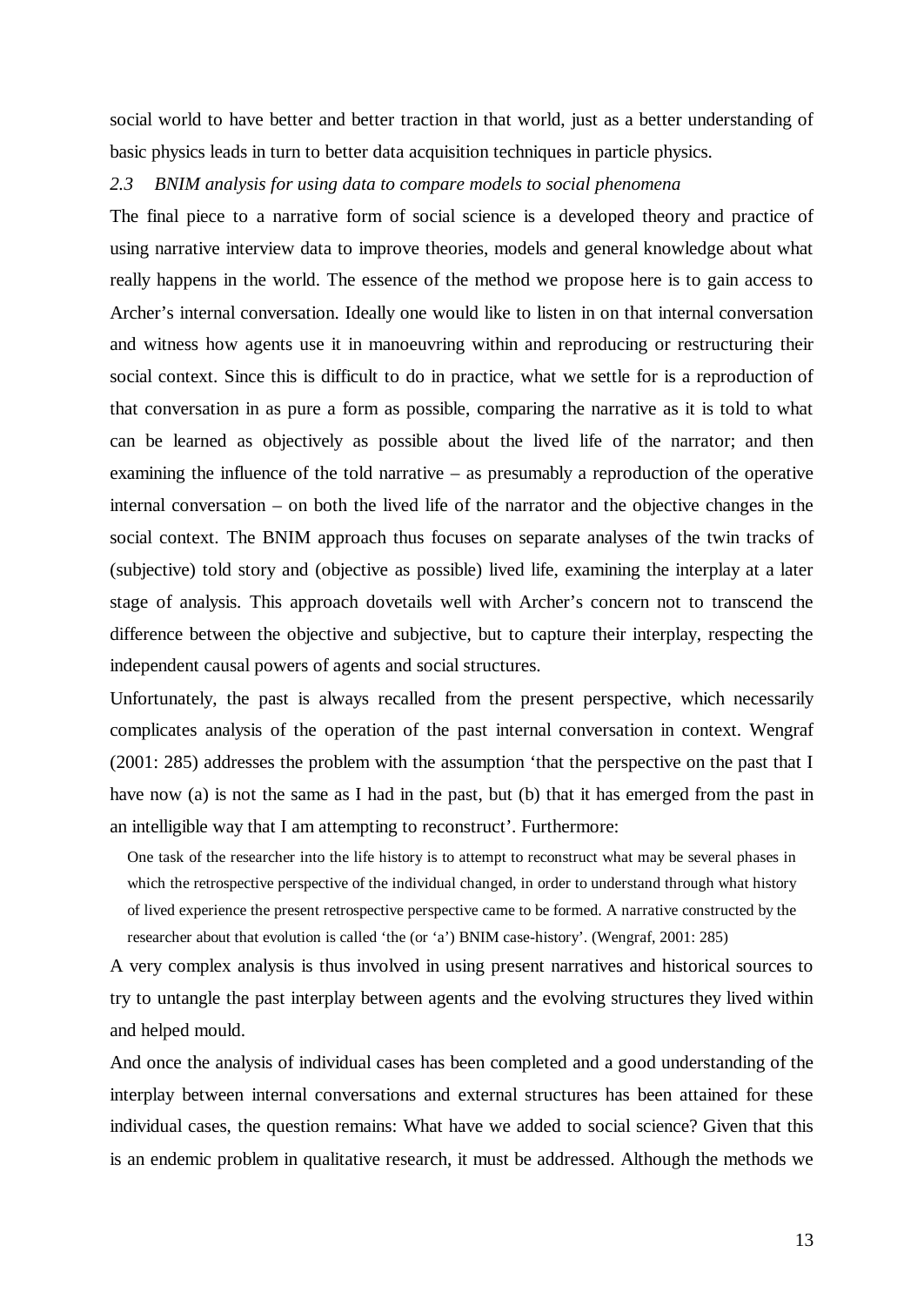social world to have better and better traction in that world, just as a better understanding of basic physics leads in turn to better data acquisition techniques in particle physics.

### *2.3 BNIM analysis for using data to compare models to social phenomena*

The final piece to a narrative form of social science is a developed theory and practice of using narrative interview data to improve theories, models and general knowledge about what really happens in the world. The essence of the method we propose here is to gain access to Archer's internal conversation. Ideally one would like to listen in on that internal conversation and witness how agents use it in manoeuvring within and reproducing or restructuring their social context. Since this is difficult to do in practice, what we settle for is a reproduction of that conversation in as pure a form as possible, comparing the narrative as it is told to what can be learned as objectively as possible about the lived life of the narrator; and then examining the influence of the told narrative – as presumably a reproduction of the operative internal conversation – on both the lived life of the narrator and the objective changes in the social context. The BNIM approach thus focuses on separate analyses of the twin tracks of (subjective) told story and (objective as possible) lived life, examining the interplay at a later stage of analysis. This approach dovetails well with Archer's concern not to transcend the difference between the objective and subjective, but to capture their interplay, respecting the independent causal powers of agents and social structures.

Unfortunately, the past is always recalled from the present perspective, which necessarily complicates analysis of the operation of the past internal conversation in context. Wengraf (2001: 285) addresses the problem with the assumption 'that the perspective on the past that I have now (a) is not the same as I had in the past, but (b) that it has emerged from the past in an intelligible way that I am attempting to reconstruct'. Furthermore:

> One task of the researcher into the life history is to attempt to reconstruct what may be several phases in which the retrospective perspective of the individual changed, in order to understand through what history of lived experience the present retrospective perspective came to be formed. A narrative constructed by the researcher about that evolution is called 'the (or 'a') BNIM case-history'. (Wengraf, 2001: 285)

A very complex analysis is thus involved in using present narratives and historical sources to try to untangle the past interplay between agents and the evolving structures they lived within and helped mould.

And once the analysis of individual cases has been completed and a good understanding of the interplay between internal conversations and external structures has been attained for these individual cases, the question remains: What have we added to social science? Given that this is an endemic problem in qualitative research, it must be addressed. Although the methods we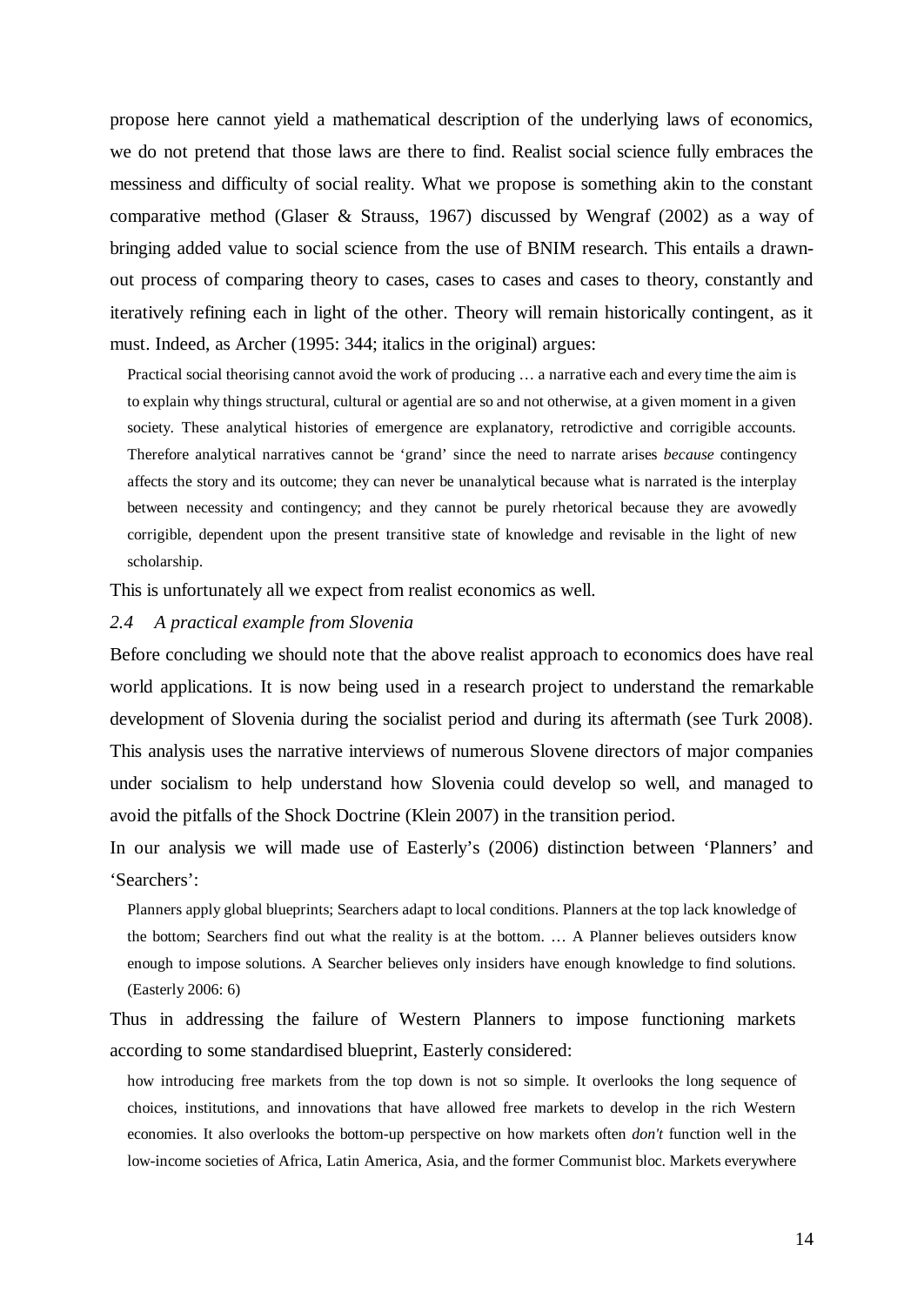propose here cannot yield a mathematical description of the underlying laws of economics, we do not pretend that those laws are there to find. Realist social science fully embraces the messiness and difficulty of social reality. What we propose is something akin to the constant comparative method (Glaser & Strauss, 1967) discussed by Wengraf (2002) as a way of bringing added value to social science from the use of BNIM research. This entails a drawn-out process of comparing theory to cases, cases to cases and cases to theory, constantly and iteratively refining each in light of the other. Theory will remain historically contingent, as it must. Indeed, as Archer (1995: 344; italics in the original) argues:

> Practical social theorising cannot avoid the work of producing … a narrative each and every time the aim is to explain why things structural, cultural or agential are so and not otherwise, at a given moment in a given society. These analytical histories of emergence are explanatory, retrodictive and corrigible accounts. Therefore analytical narratives cannot be 'grand' since the need to narrate arises *because* contingency affects the story and its outcome; they can never be unanalytical because what is narrated is the interplay between necessity and contingency; and they cannot be purely rhetorical because they are avowedly corrigible, dependent upon the present transitive state of knowledge and revisable in the light of new scholarship.

This is unfortunately all we expect from realist economics as well.

### *2.4 A practical example from Slovenia*

Before concluding we should note that the above realist approach to economics does have real world applications. It is now being used in a research project to understand the remarkable development of Slovenia during the socialist period and during its aftermath (see Turk 2008). This analysis uses the narrative interviews of numerous Slovene directors of major companies under socialism to help understand how Slovenia could develop so well, and managed to avoid the pitfalls of the Shock Doctrine (Klein 2007) in the transition period.

In our analysis we will made use of Easterly's (2006) distinction between 'Planners' and 'Searchers':

> Planners apply global blueprints; Searchers adapt to local conditions. Planners at the top lack knowledge of the bottom; Searchers find out what the reality is at the bottom. … A Planner believes outsiders know enough to impose solutions. A Searcher believes only insiders have enough knowledge to find solutions. (Easterly 2006: 6)

Thus in addressing the failure of Western Planners to impose functioning markets according to some standardised blueprint, Easterly considered:

> how introducing free markets from the top down is not so simple. It overlooks the long sequence of choices, institutions, and innovations that have allowed free markets to develop in the rich Western economies. It also overlooks the bottom-up perspective on how markets often *don't* function well in the low-income societies of Africa, Latin America, Asia, and the former Communist bloc. Markets everywhere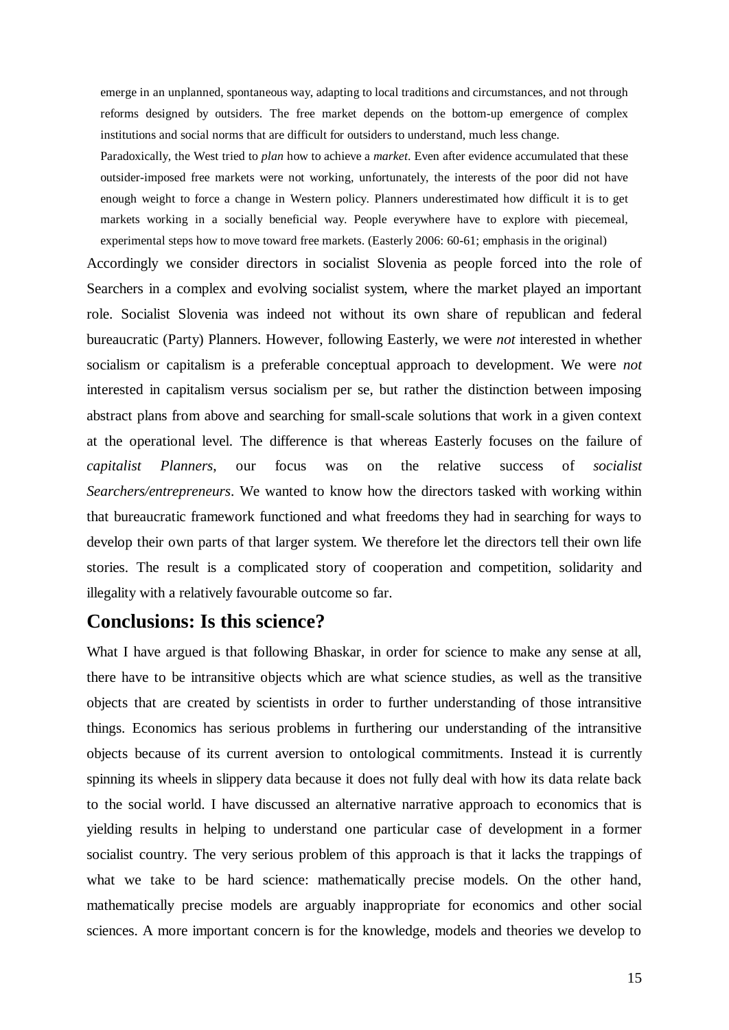> emerge in an unplanned, spontaneous way, adapting to local traditions and circumstances, and not through reforms designed by outsiders. The free market depends on the bottom-up emergence of complex institutions and social norms that are difficult for outsiders to understand, much less change.
>
> Paradoxically, the West tried to *plan* how to achieve a *market*. Even after evidence accumulated that these outsider-imposed free markets were not working, unfortunately, the interests of the poor did not have enough weight to force a change in Western policy. Planners underestimated how difficult it is to get markets working in a socially beneficial way. People everywhere have to explore with piecemeal, experimental steps how to move toward free markets. (Easterly 2006: 60-61; emphasis in the original)

Accordingly we consider directors in socialist Slovenia as people forced into the role of Searchers in a complex and evolving socialist system, where the market played an important role. Socialist Slovenia was indeed not without its own share of republican and federal bureaucratic (Party) Planners. However, following Easterly, we were *not* interested in whether socialism or capitalism is a preferable conceptual approach to development. We were *not* interested in capitalism versus socialism per se, but rather the distinction between imposing abstract plans from above and searching for small-scale solutions that work in a given context at the operational level. The difference is that whereas Easterly focuses on the failure of *capitalist Planners*, our focus was on the relative success of *socialist Searchers/entrepreneurs*. We wanted to know how the directors tasked with working within that bureaucratic framework functioned and what freedoms they had in searching for ways to develop their own parts of that larger system. We therefore let the directors tell their own life stories. The result is a complicated story of cooperation and competition, solidarity and illegality with a relatively favourable outcome so far.

## Conclusions: Is this science?

What I have argued is that following Bhaskar, in order for science to make any sense at all, there have to be intransitive objects which are what science studies, as well as the transitive objects that are created by scientists in order to further understanding of those intransitive things. Economics has serious problems in furthering our understanding of the intransitive objects because of its current aversion to ontological commitments. Instead it is currently spinning its wheels in slippery data because it does not fully deal with how its data relate back to the social world. I have discussed an alternative narrative approach to economics that is yielding results in helping to understand one particular case of development in a former socialist country. The very serious problem of this approach is that it lacks the trappings of what we take to be hard science: mathematically precise models. On the other hand, mathematically precise models are arguably inappropriate for economics and other social sciences. A more important concern is for the knowledge, models and theories we develop to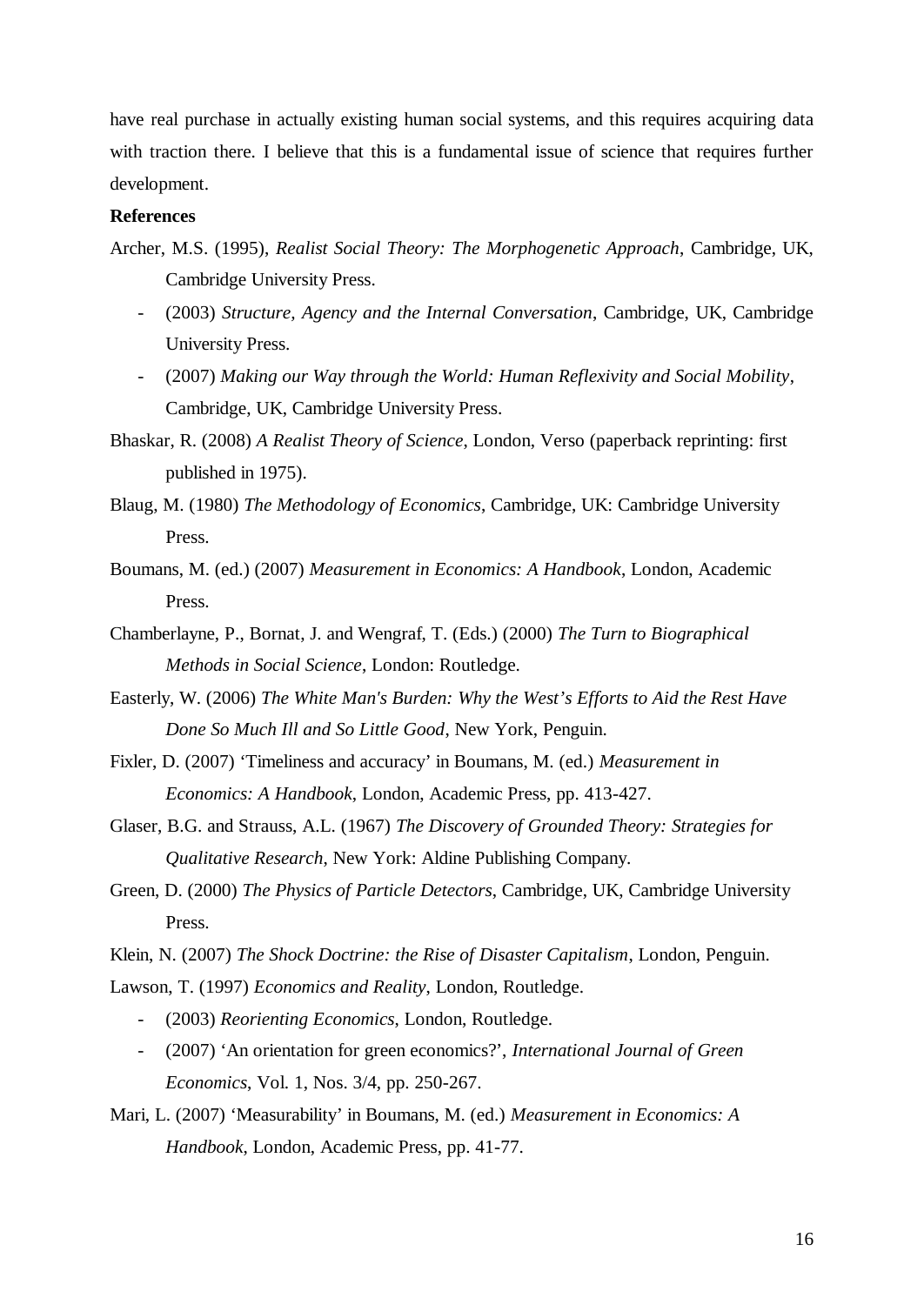have real purchase in actually existing human social systems, and this requires acquiring data with traction there. I believe that this is a fundamental issue of science that requires further development.

**References**

Archer, M.S. (1995), *Realist Social Theory: The Morphogenetic Approach*, Cambridge, UK, Cambridge University Press.

- (2003) *Structure, Agency and the Internal Conversation*, Cambridge, UK, Cambridge University Press.
- (2007) *Making our Way through the World: Human Reflexivity and Social Mobility*, Cambridge, UK, Cambridge University Press.

Bhaskar, R. (2008) *A Realist Theory of Science*, London, Verso (paperback reprinting: first published in 1975).

Blaug, M. (1980) *The Methodology of Economics*, Cambridge, UK: Cambridge University Press.

Boumans, M. (ed.) (2007) *Measurement in Economics: A Handbook*, London, Academic Press.

Chamberlayne, P., Bornat, J. and Wengraf, T. (Eds.) (2000) *The Turn to Biographical Methods in Social Science*, London: Routledge.

Easterly, W. (2006) *The White Man's Burden: Why the West's Efforts to Aid the Rest Have Done So Much Ill and So Little Good*, New York, Penguin.

Fixler, D. (2007) 'Timeliness and accuracy' in Boumans, M. (ed.) *Measurement in Economics: A Handbook*, London, Academic Press, pp. 413-427.

Glaser, B.G. and Strauss, A.L. (1967) *The Discovery of Grounded Theory: Strategies for Qualitative Research*, New York: Aldine Publishing Company.

Green, D. (2000) *The Physics of Particle Detectors*, Cambridge, UK, Cambridge University Press.

Klein, N. (2007) *The Shock Doctrine: the Rise of Disaster Capitalism*, London, Penguin.

Lawson, T. (1997) *Economics and Reality*, London, Routledge.

- (2003) *Reorienting Economics*, London, Routledge.
- (2007) 'An orientation for green economics?', *International Journal of Green Economics*, Vol. 1, Nos. 3/4, pp. 250-267.

Mari, L. (2007) 'Measurability' in Boumans, M. (ed.) *Measurement in Economics: A Handbook*, London, Academic Press, pp. 41-77.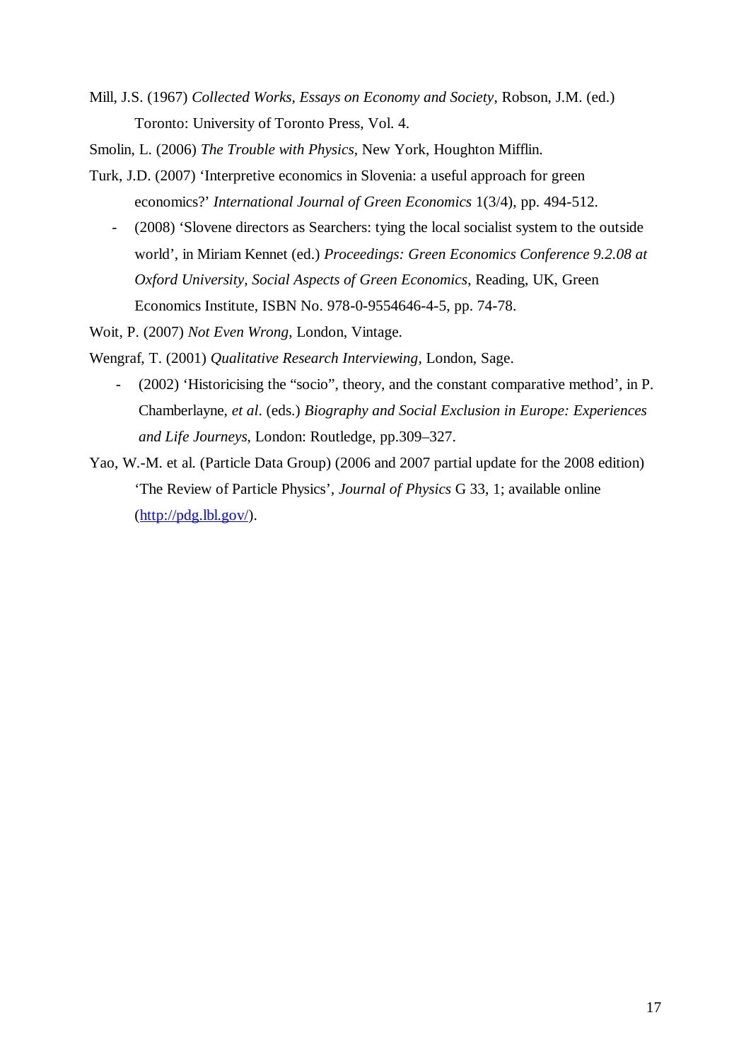Mill, J.S. (1967) *Collected Works, Essays on Economy and Society*, Robson, J.M. (ed.) Toronto: University of Toronto Press, Vol. 4.

Smolin, L. (2006) *The Trouble with Physics*, New York, Houghton Mifflin.

Turk, J.D. (2007) 'Interpretive economics in Slovenia: a useful approach for green economics?' *International Journal of Green Economics* 1(3/4), pp. 494-512.

- (2008) 'Slovene directors as Searchers: tying the local socialist system to the outside world', in Miriam Kennet (ed.) *Proceedings: Green Economics Conference 9.2.08 at Oxford University, Social Aspects of Green Economics*, Reading, UK, Green Economics Institute, ISBN No. 978-0-9554646-4-5, pp. 74-78.

Woit, P. (2007) *Not Even Wrong*, London, Vintage.

Wengraf, T. (2001) *Qualitative Research Interviewing*, London, Sage.

- (2002) 'Historicising the "socio", theory, and the constant comparative method', in P. Chamberlayne, *et al*. (eds.) *Biography and Social Exclusion in Europe: Experiences and Life Journeys*, London: Routledge, pp.309–327.

Yao, W.-M. et al. (Particle Data Group) (2006 and 2007 partial update for the 2008 edition) 'The Review of Particle Physics', *Journal of Physics* G 33, 1; available online (http://pdg.lbl.gov/).